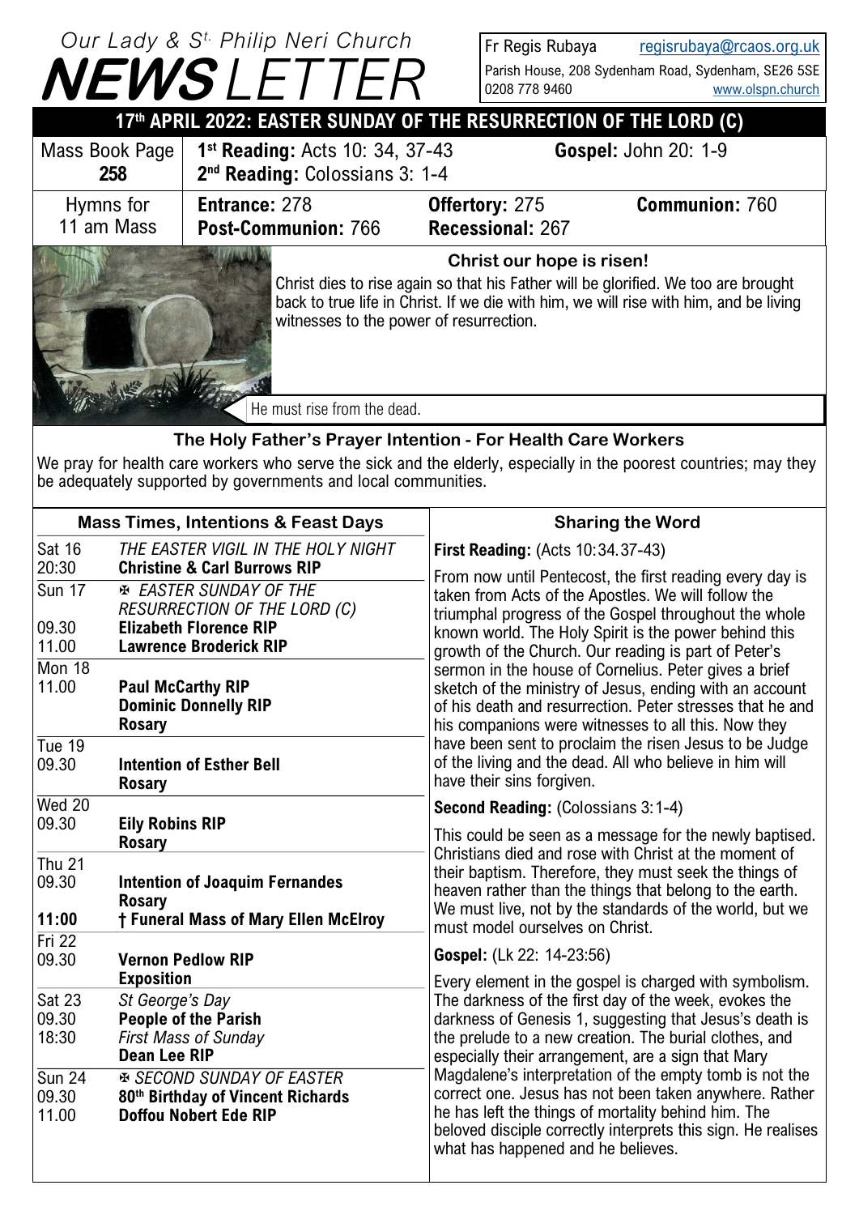# Our Lady & St. Philip Neri Church NEWSLETTER

Fr Regis Rubaya regisrubaya@rcaos.org.uk
Parish House, 208 Sydenham Road, Sydenham, SE26 5SE
0208 778 9460 www.olspn.church

## 17th APRIL 2022: EASTER SUNDAY OF THE RESURRECTION OF THE LORD (C)

| Mass Book Page 258 | **1st Reading:** Acts 10: 34, 37-43 **2nd Reading:** Colossians 3: 1-4 | **Gospel:** John 20: 1-9 | |
|---|---|---|---|
| Hymns for 11 am Mass | **Entrance:** 278 **Post-Communion:** 766 | **Offertory:** 275 **Recessional:** 267 | **Communion:** 760 |

### Christ our hope is risen!

Christ dies to rise again so that his Father will be glorified. We too are brought back to true life in Christ. If we die with him, we will rise with him, and be living witnesses to the power of resurrection.

He must rise from the dead.

### The Holy Father's Prayer Intention - For Health Care Workers

We pray for health care workers who serve the sick and the elderly, especially in the poorest countries; may they be adequately supported by governments and local communities.

### Mass Times, Intentions & Feast Days

| | |
|---|---|
| Sat 16 | *THE EASTER VIGIL IN THE HOLY NIGHT* |
| 20:30 | **Christine & Carl Burrows RIP** |
| Sun 17 | ✠ *EASTER SUNDAY OF THE RESURRECTION OF THE LORD (C)* |
| 09.30 | **Elizabeth Florence RIP** |
| 11.00 | **Lawrence Broderick RIP** |
| Mon 18 | |
| 11.00 | **Paul McCarthy RIP** |
| | **Dominic Donnelly RIP** |
| | **Rosary** |
| Tue 19 | |
| 09.30 | **Intention of Esther Bell** |
| | **Rosary** |
| Wed 20 | |
| 09.30 | **Eily Robins RIP** |
| | **Rosary** |
| Thu 21 | |
| 09.30 | **Intention of Joaquim Fernandes** |
| | **Rosary** |
| **11:00** | **† Funeral Mass of Mary Ellen McElroy** |
| Fri 22 | |
| 09.30 | **Vernon Pedlow RIP** |
| | **Exposition** |
| Sat 23 | *St George's Day* |
| 09.30 | **People of the Parish** |
| 18:30 | *First Mass of Sunday* |
| | **Dean Lee RIP** |
| Sun 24 | ✠ *SECOND SUNDAY OF EASTER* |
| 09.30 | **80th Birthday of Vincent Richards** |
| 11.00 | **Doffou Nobert Ede RIP** |

### Sharing the Word

**First Reading:** (Acts 10:34.37-43)

From now until Pentecost, the first reading every day is taken from Acts of the Apostles. We will follow the triumphal progress of the Gospel throughout the whole known world. The Holy Spirit is the power behind this growth of the Church. Our reading is part of Peter's sermon in the house of Cornelius. Peter gives a brief sketch of the ministry of Jesus, ending with an account of his death and resurrection. Peter stresses that he and his companions were witnesses to all this. Now they have been sent to proclaim the risen Jesus to be Judge of the living and the dead. All who believe in him will have their sins forgiven.

**Second Reading:** (Colossians 3:1-4)

This could be seen as a message for the newly baptised. Christians died and rose with Christ at the moment of their baptism. Therefore, they must seek the things of heaven rather than the things that belong to the earth. We must live, not by the standards of the world, but we must model ourselves on Christ.

**Gospel:** (Lk 22: 14-23:56)

Every element in the gospel is charged with symbolism. The darkness of the first day of the week, evokes the darkness of Genesis 1, suggesting that Jesus's death is the prelude to a new creation. The burial clothes, and especially their arrangement, are a sign that Mary Magdalene's interpretation of the empty tomb is not the correct one. Jesus has not been taken anywhere. Rather he has left the things of mortality behind him. The beloved disciple correctly interprets this sign. He realises what has happened and he believes.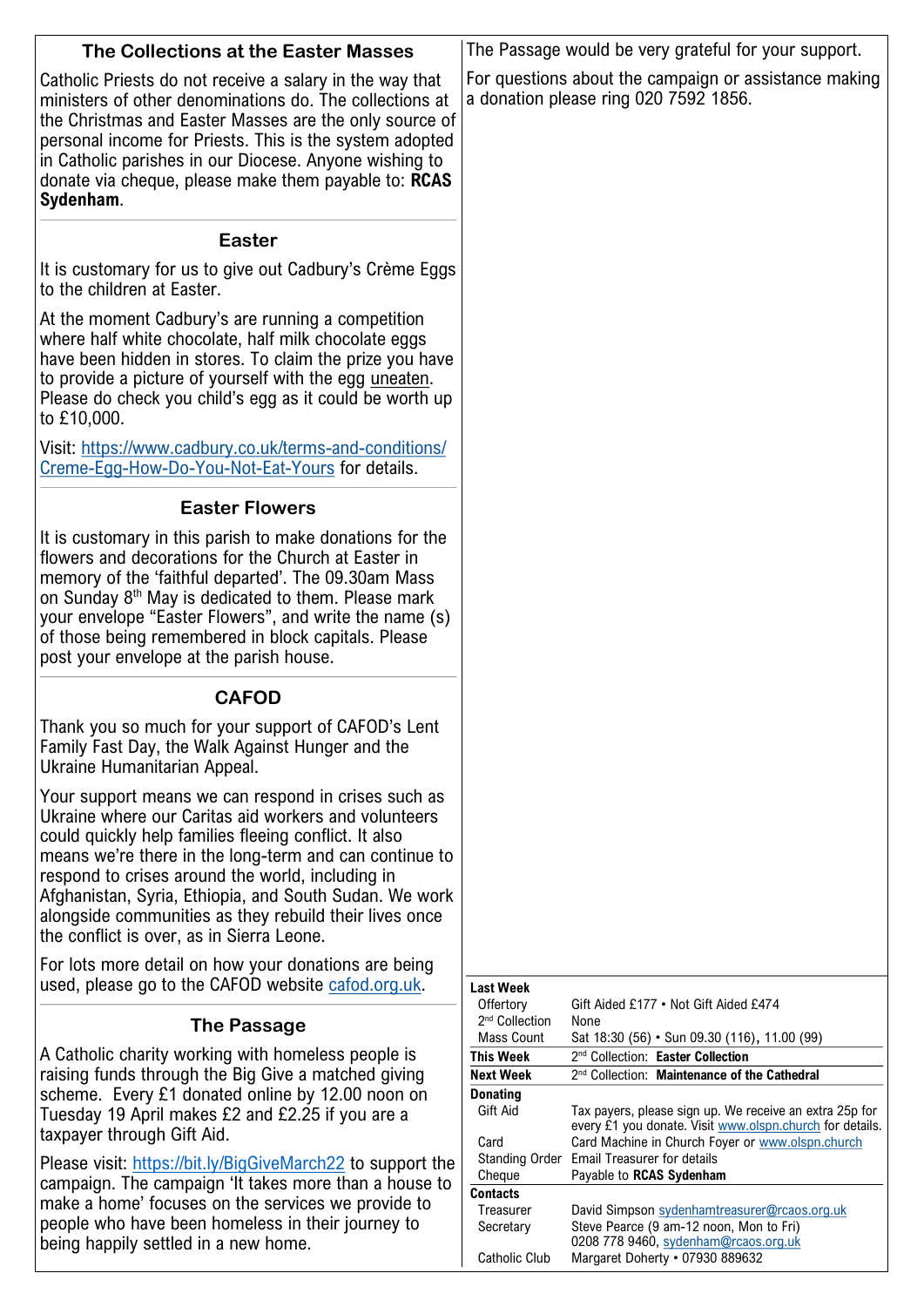## The Collections at the Easter Masses

Catholic Priests do not receive a salary in the way that ministers of other denominations do. The collections at the Christmas and Easter Masses are the only source of personal income for Priests. This is the system adopted in Catholic parishes in our Diocese. Anyone wishing to donate via cheque, please make them payable to: **RCAS Sydenham**.

## Easter

It is customary for us to give out Cadbury's Crème Eggs to the children at Easter.

At the moment Cadbury's are running a competition where half white chocolate, half milk chocolate eggs have been hidden in stores. To claim the prize you have to provide a picture of yourself with the egg uneaten. Please do check you child's egg as it could be worth up to £10,000.

Visit: https://www.cadbury.co.uk/terms-and-conditions/Creme-Egg-How-Do-You-Not-Eat-Yours for details.

## Easter Flowers

It is customary in this parish to make donations for the flowers and decorations for the Church at Easter in memory of the 'faithful departed'. The 09.30am Mass on Sunday 8th May is dedicated to them. Please mark your envelope "Easter Flowers", and write the name (s) of those being remembered in block capitals. Please post your envelope at the parish house.

## CAFOD

Thank you so much for your support of CAFOD's Lent Family Fast Day, the Walk Against Hunger and the Ukraine Humanitarian Appeal.

Your support means we can respond in crises such as Ukraine where our Caritas aid workers and volunteers could quickly help families fleeing conflict. It also means we're there in the long-term and can continue to respond to crises around the world, including in Afghanistan, Syria, Ethiopia, and South Sudan. We work alongside communities as they rebuild their lives once the conflict is over, as in Sierra Leone.

For lots more detail on how your donations are being used, please go to the CAFOD website cafod.org.uk.

## The Passage

A Catholic charity working with homeless people is raising funds through the Big Give a matched giving scheme. Every £1 donated online by 12.00 noon on Tuesday 19 April makes £2 and £2.25 if you are a taxpayer through Gift Aid.

Please visit: https://bit.ly/BigGiveMarch22 to support the campaign. The campaign 'It takes more than a house to make a home' focuses on the services we provide to people who have been homeless in their journey to being happily settled in a new home.

The Passage would be very grateful for your support.

For questions about the campaign or assistance making a donation please ring 020 7592 1856.

| | |
|---|---|
| **Last Week** | |
| Offertory | Gift Aided £177 • Not Gift Aided £474 |
| 2nd Collection | None |
| Mass Count | Sat 18:30 (56) • Sun 09.30 (116), 11.00 (99) |
| **This Week** | 2nd Collection: **Easter Collection** |
| **Next Week** | 2nd Collection: **Maintenance of the Cathedral** |
| **Donating** | |
| Gift Aid | Tax payers, please sign up. We receive an extra 25p for every £1 you donate. Visit www.olspn.church for details. |
| Card | Card Machine in Church Foyer or www.olspn.church |
| Standing Order | Email Treasurer for details |
| Cheque | Payable to **RCAS Sydenham** |
| **Contacts** | |
| Treasurer | David Simpson sydenhamtreasurer@rcaos.org.uk |
| Secretary | Steve Pearce (9 am-12 noon, Mon to Fri) 0208 778 9460, sydenham@rcaos.org.uk |
| Catholic Club | Margaret Doherty • 07930 889632 |